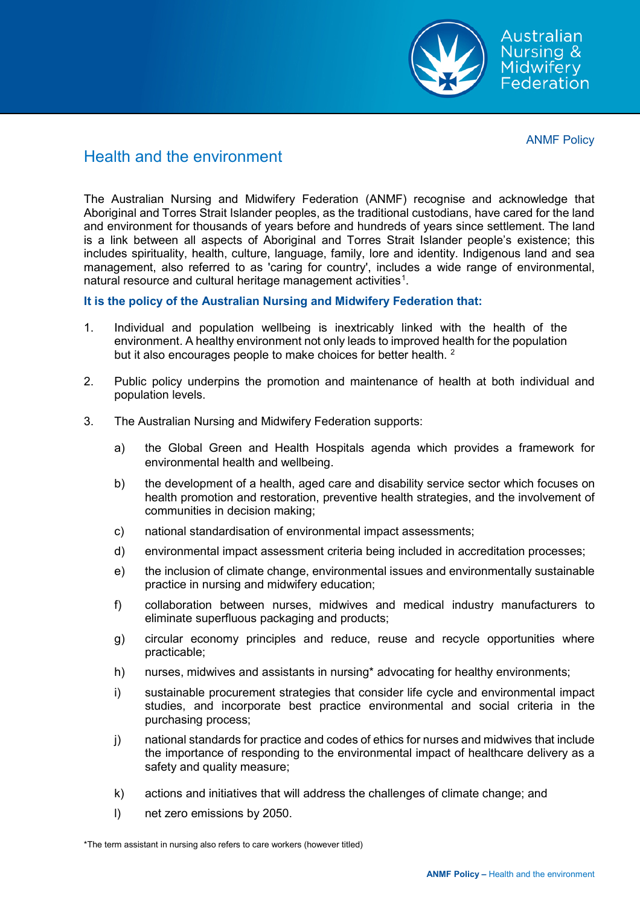ANMF Policy

# Health and the environment

The Australian Nursing and Midwifery Federation (ANMF) recognise and acknowledge that Aboriginal and Torres Strait Islander peoples, as the traditional custodians, have cared for the land and environment for thousands of years before and hundreds of years since settlement. The land is a link between all aspects of Aboriginal and Torres Strait Islander people's existence; this includes spirituality, health, culture, language, family, lore and identity. Indigenous land and sea management, also referred to as 'caring for country', includes a wide range of environmental, natural resource and cultural heritage management activities[1].

**It is the policy of the Australian Nursing and Midwifery Federation that:**

1. Individual and population wellbeing is inextricably linked with the health of the environment. A healthy environment not only leads to improved health for the population but it also encourages people to make choices for better health. [2]

2. Public policy underpins the promotion and maintenance of health at both individual and population levels.

3. The Australian Nursing and Midwifery Federation supports:

   a) the Global Green and Health Hospitals agenda which provides a framework for environmental health and wellbeing.

   b) the development of a health, aged care and disability service sector which focuses on health promotion and restoration, preventive health strategies, and the involvement of communities in decision making;

   c) national standardisation of environmental impact assessments;

   d) environmental impact assessment criteria being included in accreditation processes;

   e) the inclusion of climate change, environmental issues and environmentally sustainable practice in nursing and midwifery education;

   f) collaboration between nurses, midwives and medical industry manufacturers to eliminate superfluous packaging and products;

   g) circular economy principles and reduce, reuse and recycle opportunities where practicable;

   h) nurses, midwives and assistants in nursing* advocating for healthy environments;

   i) sustainable procurement strategies that consider life cycle and environmental impact studies, and incorporate best practice environmental and social criteria in the purchasing process;

   j) national standards for practice and codes of ethics for nurses and midwives that include the importance of responding to the environmental impact of healthcare delivery as a safety and quality measure;

   k) actions and initiatives that will address the challenges of climate change; and

   l) net zero emissions by 2050.

*The term assistant in nursing also refers to care workers (however titled)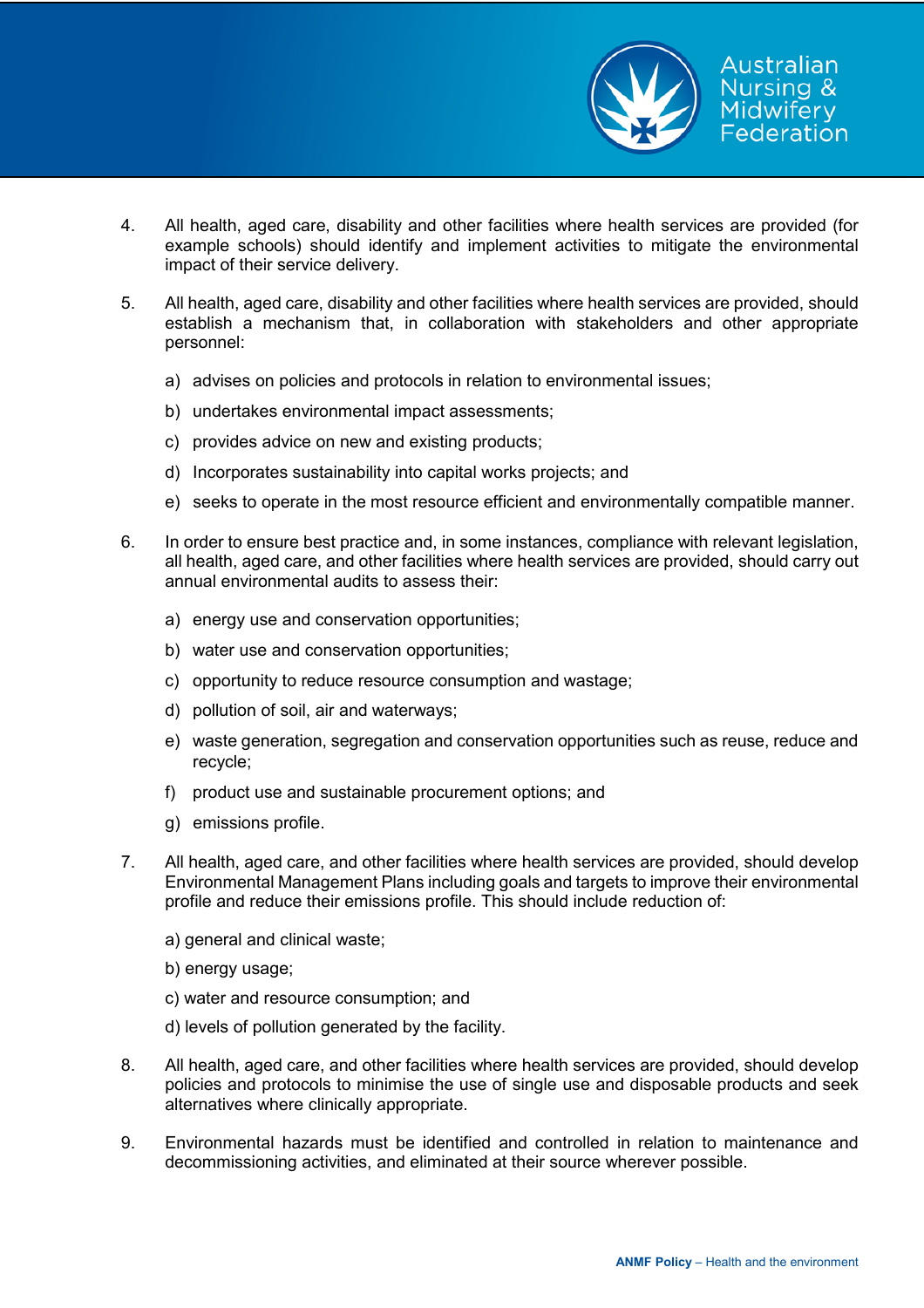4. All health, aged care, disability and other facilities where health services are provided (for example schools) should identify and implement activities to mitigate the environmental impact of their service delivery.

5. All health, aged care, disability and other facilities where health services are provided, should establish a mechanism that, in collaboration with stakeholders and other appropriate personnel:

   a) advises on policies and protocols in relation to environmental issues;

   b) undertakes environmental impact assessments;

   c) provides advice on new and existing products;

   d) Incorporates sustainability into capital works projects; and

   e) seeks to operate in the most resource efficient and environmentally compatible manner.

6. In order to ensure best practice and, in some instances, compliance with relevant legislation, all health, aged care, and other facilities where health services are provided, should carry out annual environmental audits to assess their:

   a) energy use and conservation opportunities;

   b) water use and conservation opportunities;

   c) opportunity to reduce resource consumption and wastage;

   d) pollution of soil, air and waterways;

   e) waste generation, segregation and conservation opportunities such as reuse, reduce and recycle;

   f) product use and sustainable procurement options; and

   g) emissions profile.

7. All health, aged care, and other facilities where health services are provided, should develop Environmental Management Plans including goals and targets to improve their environmental profile and reduce their emissions profile. This should include reduction of:

   a) general and clinical waste;

   b) energy usage;

   c) water and resource consumption; and

   d) levels of pollution generated by the facility.

8. All health, aged care, and other facilities where health services are provided, should develop policies and protocols to minimise the use of single use and disposable products and seek alternatives where clinically appropriate.

9. Environmental hazards must be identified and controlled in relation to maintenance and decommissioning activities, and eliminated at their source wherever possible.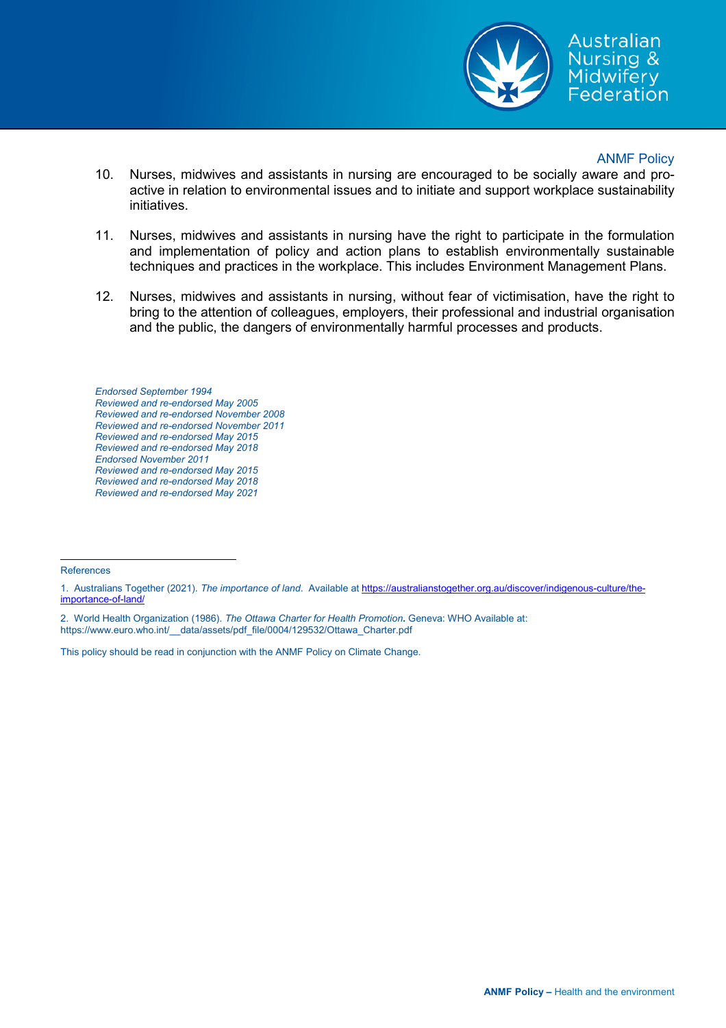10. Nurses, midwives and assistants in nursing are encouraged to be socially aware and pro-active in relation to environmental issues and to initiate and support workplace sustainability initiatives.

11. Nurses, midwives and assistants in nursing have the right to participate in the formulation and implementation of policy and action plans to establish environmentally sustainable techniques and practices in the workplace. This includes Environment Management Plans.

12. Nurses, midwives and assistants in nursing, without fear of victimisation, have the right to bring to the attention of colleagues, employers, their professional and industrial organisation and the public, the dangers of environmentally harmful processes and products.

*Endorsed September 1994*
*Reviewed and re-endorsed May 2005*
*Reviewed and re-endorsed November 2008*
*Reviewed and re-endorsed November 2011*
*Reviewed and re-endorsed May 2015*
*Reviewed and re-endorsed May 2018*
*Endorsed November 2011*
*Reviewed and re-endorsed May 2015*
*Reviewed and re-endorsed May 2018*
*Reviewed and re-endorsed May 2021*

References

1. Australians Together (2021). *The importance of land*. Available at https://australianstogether.org.au/discover/indigenous-culture/the-importance-of-land/

2. World Health Organization (1986). *The Ottawa Charter for Health Promotion.* Geneva: WHO Available at: https://www.euro.who.int/__data/assets/pdf_file/0004/129532/Ottawa_Charter.pdf

This policy should be read in conjunction with the ANMF Policy on Climate Change.